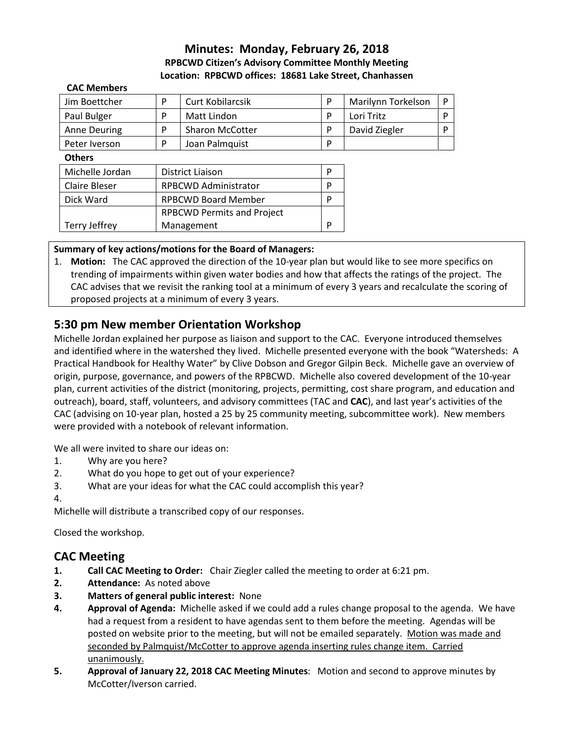# Minutes: Monday, February 26, 2018

**RPBCWD Citizen's Advisory Committee Monthly Meeting**

**Location: RPBCWD offices: 18681 Lake Street, Chanhassen**

**CAC Members**

| Jim Boettcher | P | Curt Kobilarcsik | P | Marilynn Torkelson | P |
|---|---|---|---|---|---|
| Paul Bulger | P | Matt Lindon | P | Lori Tritz | P |
| Anne Deuring | P | Sharon McCotter | P | David Ziegler | P |
| Peter Iverson | P | Joan Palmquist | P | | |

**Others**

| Michelle Jordan | District Liaison | P |
|---|---|---|
| Claire Bleser | RPBCWD Administrator | P |
| Dick Ward | RPBCWD Board Member | P |
| Terry Jeffrey | RPBCWD Permits and Project Management | P |

**Summary of key actions/motions for the Board of Managers:**

1. **Motion:** The CAC approved the direction of the 10-year plan but would like to see more specifics on trending of impairments within given water bodies and how that affects the ratings of the project. The CAC advises that we revisit the ranking tool at a minimum of every 3 years and recalculate the scoring of proposed projects at a minimum of every 3 years.

## 5:30 pm New member Orientation Workshop

Michelle Jordan explained her purpose as liaison and support to the CAC. Everyone introduced themselves and identified where in the watershed they lived. Michelle presented everyone with the book "Watersheds: A Practical Handbook for Healthy Water" by Clive Dobson and Gregor Gilpin Beck. Michelle gave an overview of origin, purpose, governance, and powers of the RPBCWD. Michelle also covered development of the 10-year plan, current activities of the district (monitoring, projects, permitting, cost share program, and education and outreach), board, staff, volunteers, and advisory committees (TAC and **CAC**), and last year's activities of the CAC (advising on 10-year plan, hosted a 25 by 25 community meeting, subcommittee work). New members were provided with a notebook of relevant information.

We all were invited to share our ideas on:

1. Why are you here?
2. What do you hope to get out of your experience?
3. What are your ideas for what the CAC could accomplish this year?
4. 

Michelle will distribute a transcribed copy of our responses.

Closed the workshop.

## CAC Meeting

1. **Call CAC Meeting to Order:** Chair Ziegler called the meeting to order at 6:21 pm.
2. **Attendance:** As noted above
3. **Matters of general public interest:** None
4. **Approval of Agenda:** Michelle asked if we could add a rules change proposal to the agenda. We have had a request from a resident to have agendas sent to them before the meeting. Agendas will be posted on website prior to the meeting, but will not be emailed separately. <u>Motion was made and seconded by Palmquist/McCotter to approve agenda inserting rules change item. Carried unanimously.</u>
5. **Approval of January 22, 2018 CAC Meeting Minutes**: Motion and second to approve minutes by McCotter/Iverson carried.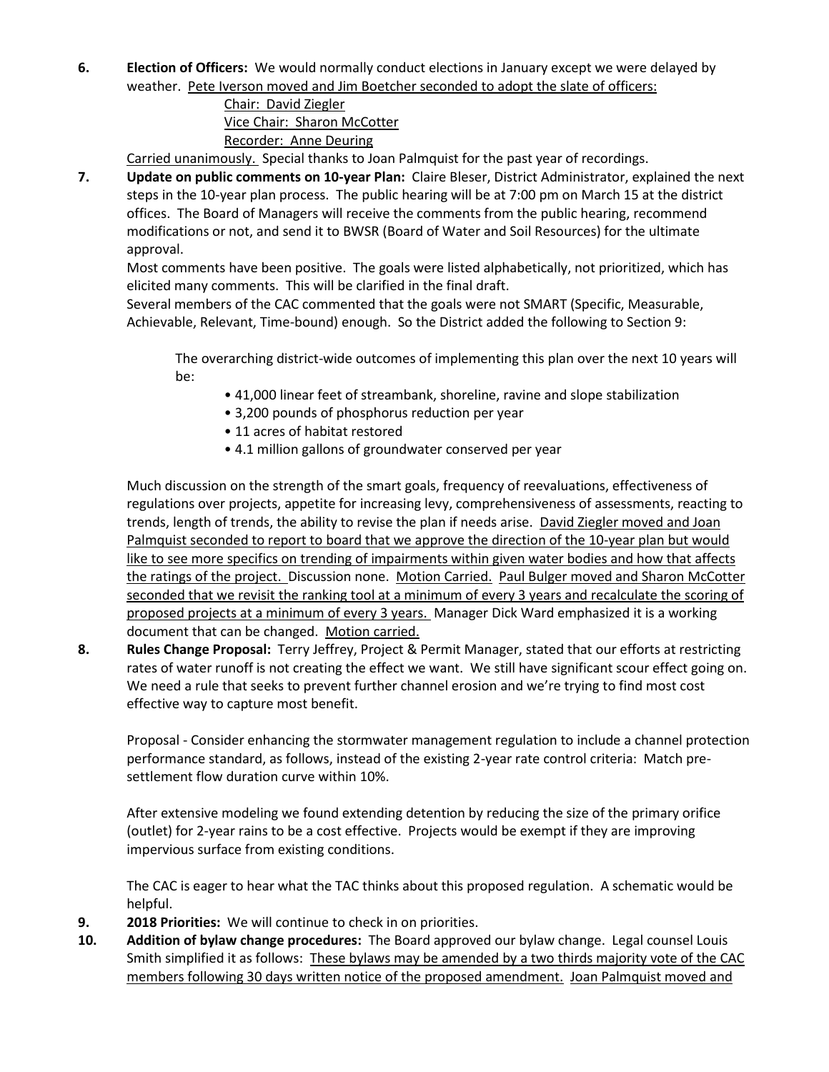6. **Election of Officers:** We would normally conduct elections in January except we were delayed by weather. Pete Iverson moved and Jim Boetcher seconded to adopt the slate of officers:

   Chair: David Ziegler
   Vice Chair: Sharon McCotter
   Recorder: Anne Deuring

   Carried unanimously. Special thanks to Joan Palmquist for the past year of recordings.

7. **Update on public comments on 10-year Plan:** Claire Bleser, District Administrator, explained the next steps in the 10-year plan process. The public hearing will be at 7:00 pm on March 15 at the district offices. The Board of Managers will receive the comments from the public hearing, recommend modifications or not, and send it to BWSR (Board of Water and Soil Resources) for the ultimate approval.

   Most comments have been positive. The goals were listed alphabetically, not prioritized, which has elicited many comments. This will be clarified in the final draft.

   Several members of the CAC commented that the goals were not SMART (Specific, Measurable, Achievable, Relevant, Time-bound) enough. So the District added the following to Section 9:

   > The overarching district-wide outcomes of implementing this plan over the next 10 years will be:
   >
   > - 41,000 linear feet of streambank, shoreline, ravine and slope stabilization
   > - 3,200 pounds of phosphorus reduction per year
   > - 11 acres of habitat restored
   > - 4.1 million gallons of groundwater conserved per year

   Much discussion on the strength of the smart goals, frequency of reevaluations, effectiveness of regulations over projects, appetite for increasing levy, comprehensiveness of assessments, reacting to trends, length of trends, the ability to revise the plan if needs arise. David Ziegler moved and Joan Palmquist seconded to report to board that we approve the direction of the 10-year plan but would like to see more specifics on trending of impairments within given water bodies and how that affects the ratings of the project. Discussion none. Motion Carried. Paul Bulger moved and Sharon McCotter seconded that we revisit the ranking tool at a minimum of every 3 years and recalculate the scoring of proposed projects at a minimum of every 3 years. Manager Dick Ward emphasized it is a working document that can be changed. Motion carried.

8. **Rules Change Proposal:** Terry Jeffrey, Project & Permit Manager, stated that our efforts at restricting rates of water runoff is not creating the effect we want. We still have significant scour effect going on. We need a rule that seeks to prevent further channel erosion and we're trying to find most cost effective way to capture most benefit.

   Proposal - Consider enhancing the stormwater management regulation to include a channel protection performance standard, as follows, instead of the existing 2-year rate control criteria: Match pre-settlement flow duration curve within 10%.

   After extensive modeling we found extending detention by reducing the size of the primary orifice (outlet) for 2-year rains to be a cost effective. Projects would be exempt if they are improving impervious surface from existing conditions.

   The CAC is eager to hear what the TAC thinks about this proposed regulation. A schematic would be helpful.

9. **2018 Priorities:** We will continue to check in on priorities.

10. **Addition of bylaw change procedures:** The Board approved our bylaw change. Legal counsel Louis Smith simplified it as follows: These bylaws may be amended by a two thirds majority vote of the CAC members following 30 days written notice of the proposed amendment. Joan Palmquist moved and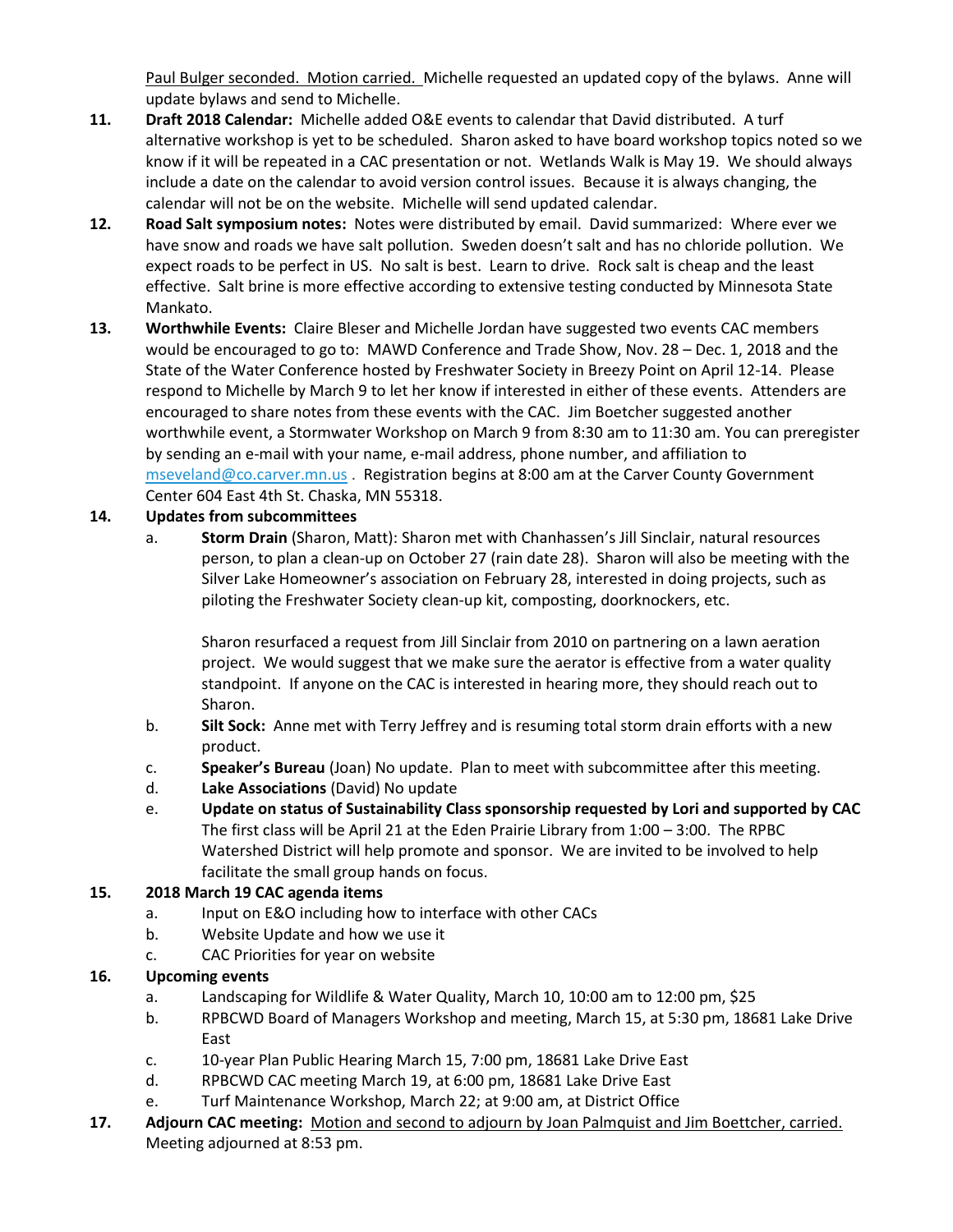Paul Bulger seconded. Motion carried. Michelle requested an updated copy of the bylaws. Anne will update bylaws and send to Michelle.

11. **Draft 2018 Calendar:** Michelle added O&E events to calendar that David distributed. A turf alternative workshop is yet to be scheduled. Sharon asked to have board workshop topics noted so we know if it will be repeated in a CAC presentation or not. Wetlands Walk is May 19. We should always include a date on the calendar to avoid version control issues. Because it is always changing, the calendar will not be on the website. Michelle will send updated calendar.

12. **Road Salt symposium notes:** Notes were distributed by email. David summarized: Where ever we have snow and roads we have salt pollution. Sweden doesn't salt and has no chloride pollution. We expect roads to be perfect in US. No salt is best. Learn to drive. Rock salt is cheap and the least effective. Salt brine is more effective according to extensive testing conducted by Minnesota State Mankato.

13. **Worthwhile Events:** Claire Bleser and Michelle Jordan have suggested two events CAC members would be encouraged to go to: MAWD Conference and Trade Show, Nov. 28 – Dec. 1, 2018 and the State of the Water Conference hosted by Freshwater Society in Breezy Point on April 12-14. Please respond to Michelle by March 9 to let her know if interested in either of these events. Attenders are encouraged to share notes from these events with the CAC. Jim Boetcher suggested another worthwhile event, a Stormwater Workshop on March 9 from 8:30 am to 11:30 am. You can preregister by sending an e-mail with your name, e-mail address, phone number, and affiliation to mseveland@co.carver.mn.us . Registration begins at 8:00 am at the Carver County Government Center 604 East 4th St. Chaska, MN 55318.

14. **Updates from subcommittees**
    a. **Storm Drain** (Sharon, Matt): Sharon met with Chanhassen's Jill Sinclair, natural resources person, to plan a clean-up on October 27 (rain date 28). Sharon will also be meeting with the Silver Lake Homeowner's association on February 28, interested in doing projects, such as piloting the Freshwater Society clean-up kit, composting, doorknockers, etc.

       Sharon resurfaced a request from Jill Sinclair from 2010 on partnering on a lawn aeration project. We would suggest that we make sure the aerator is effective from a water quality standpoint. If anyone on the CAC is interested in hearing more, they should reach out to Sharon.
    b. **Silt Sock:** Anne met with Terry Jeffrey and is resuming total storm drain efforts with a new product.
    c. **Speaker's Bureau** (Joan) No update. Plan to meet with subcommittee after this meeting.
    d. **Lake Associations** (David) No update
    e. **Update on status of Sustainability Class sponsorship requested by Lori and supported by CAC** The first class will be April 21 at the Eden Prairie Library from 1:00 – 3:00. The RPBC Watershed District will help promote and sponsor. We are invited to be involved to help facilitate the small group hands on focus.

15. **2018 March 19 CAC agenda items**
    a. Input on E&O including how to interface with other CACs
    b. Website Update and how we use it
    c. CAC Priorities for year on website

16. **Upcoming events**
    a. Landscaping for Wildlife & Water Quality, March 10, 10:00 am to 12:00 pm, $25
    b. RPBCWD Board of Managers Workshop and meeting, March 15, at 5:30 pm, 18681 Lake Drive East
    c. 10-year Plan Public Hearing March 15, 7:00 pm, 18681 Lake Drive East
    d. RPBCWD CAC meeting March 19, at 6:00 pm, 18681 Lake Drive East
    e. Turf Maintenance Workshop, March 22; at 9:00 am, at District Office

17. **Adjourn CAC meeting:** Motion and second to adjourn by Joan Palmquist and Jim Boettcher, carried. Meeting adjourned at 8:53 pm.